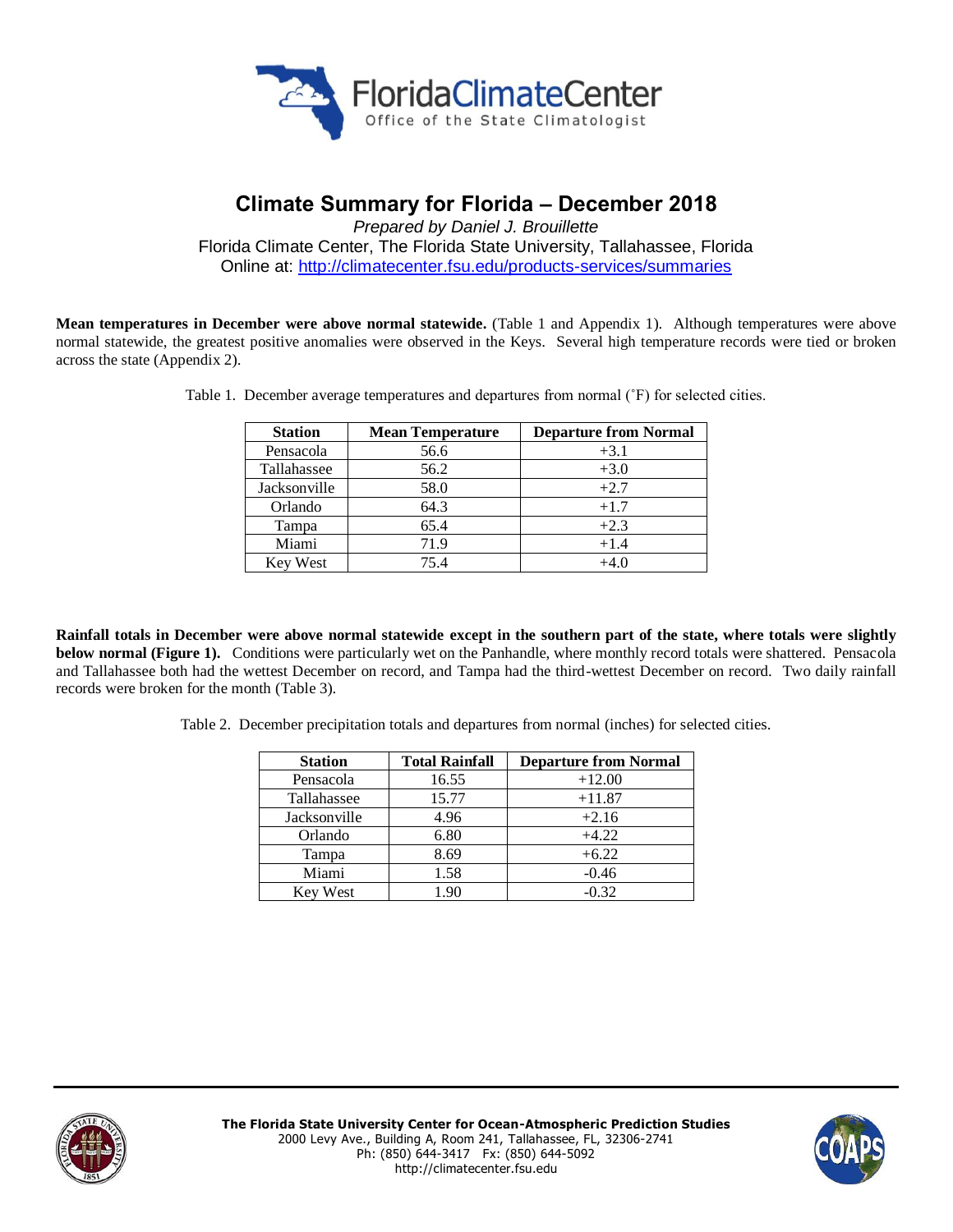# Climate Summary for Florida – December 2018

*Prepared by Daniel J. Brouillette*

Florida Climate Center, The Florida State University, Tallahassee, Florida

Online at: http://climatecenter.fsu.edu/products-services/summaries

**Mean temperatures in December were above normal statewide.** (Table 1 and Appendix 1). Although temperatures were above normal statewide, the greatest positive anomalies were observed in the Keys. Several high temperature records were tied or broken across the state (Appendix 2).

Table 1. December average temperatures and departures from normal (˚F) for selected cities.

| Station | Mean Temperature | Departure from Normal |
|---|---|---|
| Pensacola | 56.6 | +3.1 |
| Tallahassee | 56.2 | +3.0 |
| Jacksonville | 58.0 | +2.7 |
| Orlando | 64.3 | +1.7 |
| Tampa | 65.4 | +2.3 |
| Miami | 71.9 | +1.4 |
| Key West | 75.4 | +4.0 |

**Rainfall totals in December were above normal statewide except in the southern part of the state, where totals were slightly below normal (Figure 1).** Conditions were particularly wet on the Panhandle, where monthly record totals were shattered. Pensacola and Tallahassee both had the wettest December on record, and Tampa had the third-wettest December on record. Two daily rainfall records were broken for the month (Table 3).

Table 2. December precipitation totals and departures from normal (inches) for selected cities.

| Station | Total Rainfall | Departure from Normal |
|---|---|---|
| Pensacola | 16.55 | +12.00 |
| Tallahassee | 15.77 | +11.87 |
| Jacksonville | 4.96 | +2.16 |
| Orlando | 6.80 | +4.22 |
| Tampa | 8.69 | +6.22 |
| Miami | 1.58 | -0.46 |
| Key West | 1.90 | -0.32 |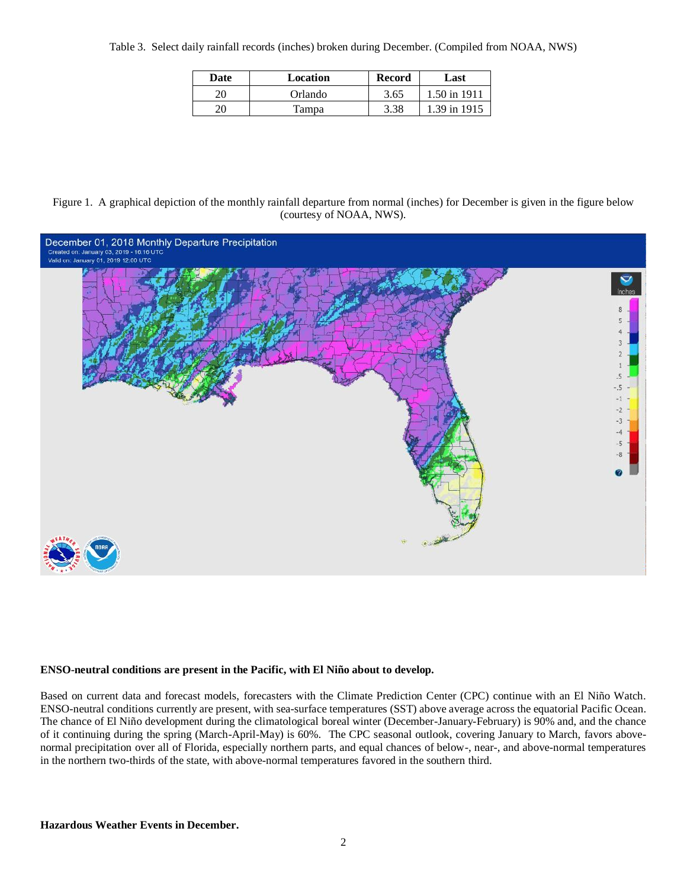Table 3. Select daily rainfall records (inches) broken during December. (Compiled from NOAA, NWS)

| Date | Location | Record | Last |
|---|---|---|---|
| 20 | Orlando | 3.65 | 1.50 in 1911 |
| 20 | Tampa | 3.38 | 1.39 in 1915 |

Figure 1. A graphical depiction of the monthly rainfall departure from normal (inches) for December is given in the figure below (courtesy of NOAA, NWS).

**ENSO-neutral conditions are present in the Pacific, with El Niño about to develop.**

Based on current data and forecast models, forecasters with the Climate Prediction Center (CPC) continue with an El Niño Watch. ENSO-neutral conditions currently are present, with sea-surface temperatures (SST) above average across the equatorial Pacific Ocean. The chance of El Niño development during the climatological boreal winter (December-January-February) is 90% and, and the chance of it continuing during the spring (March-April-May) is 60%. The CPC seasonal outlook, covering January to March, favors above-normal precipitation over all of Florida, especially northern parts, and equal chances of below-, near-, and above-normal temperatures in the northern two-thirds of the state, with above-normal temperatures favored in the southern third.

**Hazardous Weather Events in December.**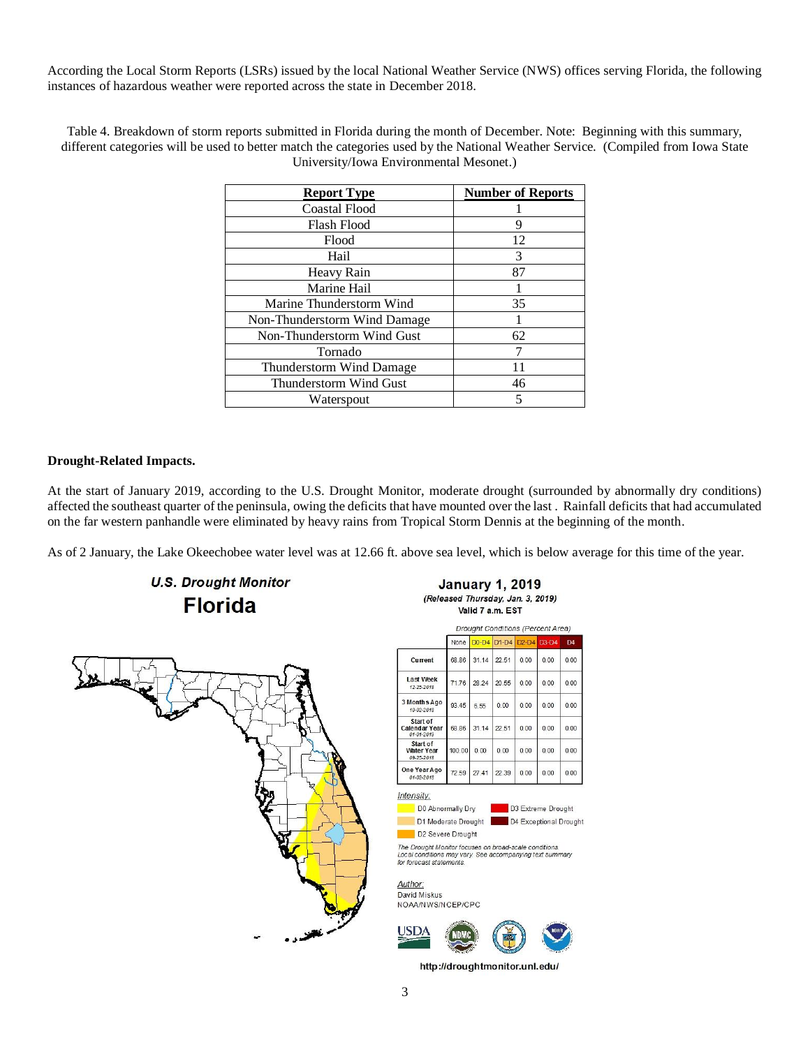According the Local Storm Reports (LSRs) issued by the local National Weather Service (NWS) offices serving Florida, the following instances of hazardous weather were reported across the state in December 2018.

Table 4. Breakdown of storm reports submitted in Florida during the month of December. Note: Beginning with this summary, different categories will be used to better match the categories used by the National Weather Service. (Compiled from Iowa State University/Iowa Environmental Mesonet.)

| Report Type | Number of Reports |
|---|---|
| Coastal Flood | 1 |
| Flash Flood | 9 |
| Flood | 12 |
| Hail | 3 |
| Heavy Rain | 87 |
| Marine Hail | 1 |
| Marine Thunderstorm Wind | 35 |
| Non-Thunderstorm Wind Damage | 1 |
| Non-Thunderstorm Wind Gust | 62 |
| Tornado | 7 |
| Thunderstorm Wind Damage | 11 |
| Thunderstorm Wind Gust | 46 |
| Waterspout | 5 |

**Drought-Related Impacts.**

At the start of January 2019, according to the U.S. Drought Monitor, moderate drought (surrounded by abnormally dry conditions) affected the southeast quarter of the peninsula, owing the deficits that have mounted over the last . Rainfall deficits that had accumulated on the far western panhandle were eliminated by heavy rains from Tropical Storm Dennis at the beginning of the month.

As of 2 January, the Lake Okeechobee water level was at 12.66 ft. above sea level, which is below average for this time of the year.

**U.S. Drought Monitor**
**Florida**

**January 1, 2019**
*(Released Thursday, Jan. 3, 2019)*
Valid 7 a.m. EST

*Drought Conditions (Percent Area)*

| | None | D0-D4 | D1-D4 | D2-D4 | D3-D4 | D4 |
|---|---|---|---|---|---|---|
| Current | 68.86 | 31.14 | 22.51 | 0.00 | 0.00 | 0.00 |
| Last Week *12-25-2018* | 71.76 | 28.24 | 20.55 | 0.00 | 0.00 | 0.00 |
| 3 Months Ago *10-02-2018* | 93.45 | 6.55 | 0.00 | 0.00 | 0.00 | 0.00 |
| Start of Calendar Year *01-01-2019* | 68.86 | 31.14 | 22.51 | 0.00 | 0.00 | 0.00 |
| Start of Water Year *09-25-2018* | 100.00 | 0.00 | 0.00 | 0.00 | 0.00 | 0.00 |
| One Year Ago *01-02-2018* | 72.59 | 27.41 | 22.39 | 0.00 | 0.00 | 0.00 |

*Intensity:*
- D0 Abnormally Dry
- D1 Moderate Drought
- D2 Severe Drought
- D3 Extreme Drought
- D4 Exceptional Drought

*The Drought Monitor focuses on broad-scale conditions. Local conditions may vary. See accompanying text summary for forecast statements.*

*Author:*
David Miskus
NOAA/NWS/NCEP/CPC

http://droughtmonitor.unl.edu/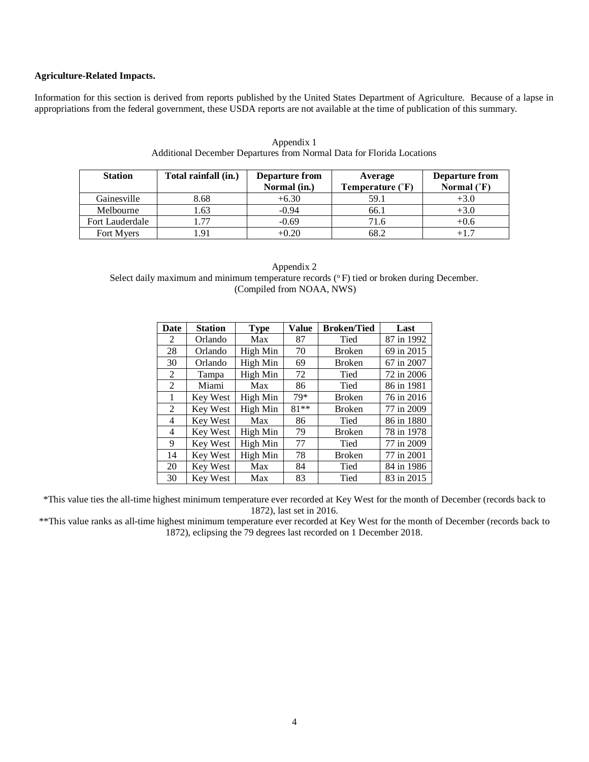**Agriculture-Related Impacts.**

Information for this section is derived from reports published by the United States Department of Agriculture. Because of a lapse in appropriations from the federal government, these USDA reports are not available at the time of publication of this summary.

Appendix 1
Additional December Departures from Normal Data for Florida Locations

| Station | Total rainfall (in.) | Departure from Normal (in.) | Average Temperature (˚F) | Departure from Normal (˚F) |
|---|---|---|---|---|
| Gainesville | 8.68 | +6.30 | 59.1 | +3.0 |
| Melbourne | 1.63 | -0.94 | 66.1 | +3.0 |
| Fort Lauderdale | 1.77 | -0.69 | 71.6 | +0.6 |
| Fort Myers | 1.91 | +0.20 | 68.2 | +1.7 |

Appendix 2
Select daily maximum and minimum temperature records (° F) tied or broken during December.
(Compiled from NOAA, NWS)

| Date | Station | Type | Value | Broken/Tied | Last |
|---|---|---|---|---|---|
| 2 | Orlando | Max | 87 | Tied | 87 in 1992 |
| 28 | Orlando | High Min | 70 | Broken | 69 in 2015 |
| 30 | Orlando | High Min | 69 | Broken | 67 in 2007 |
| 2 | Tampa | High Min | 72 | Tied | 72 in 2006 |
| 2 | Miami | Max | 86 | Tied | 86 in 1981 |
| 1 | Key West | High Min | 79* | Broken | 76 in 2016 |
| 2 | Key West | High Min | 81** | Broken | 77 in 2009 |
| 4 | Key West | Max | 86 | Tied | 86 in 1880 |
| 4 | Key West | High Min | 79 | Broken | 78 in 1978 |
| 9 | Key West | High Min | 77 | Tied | 77 in 2009 |
| 14 | Key West | High Min | 78 | Broken | 77 in 2001 |
| 20 | Key West | Max | 84 | Tied | 84 in 1986 |
| 30 | Key West | Max | 83 | Tied | 83 in 2015 |

*This value ties the all-time highest minimum temperature ever recorded at Key West for the month of December (records back to 1872), last set in 2016.

**This value ranks as all-time highest minimum temperature ever recorded at Key West for the month of December (records back to 1872), eclipsing the 79 degrees last recorded on 1 December 2018.